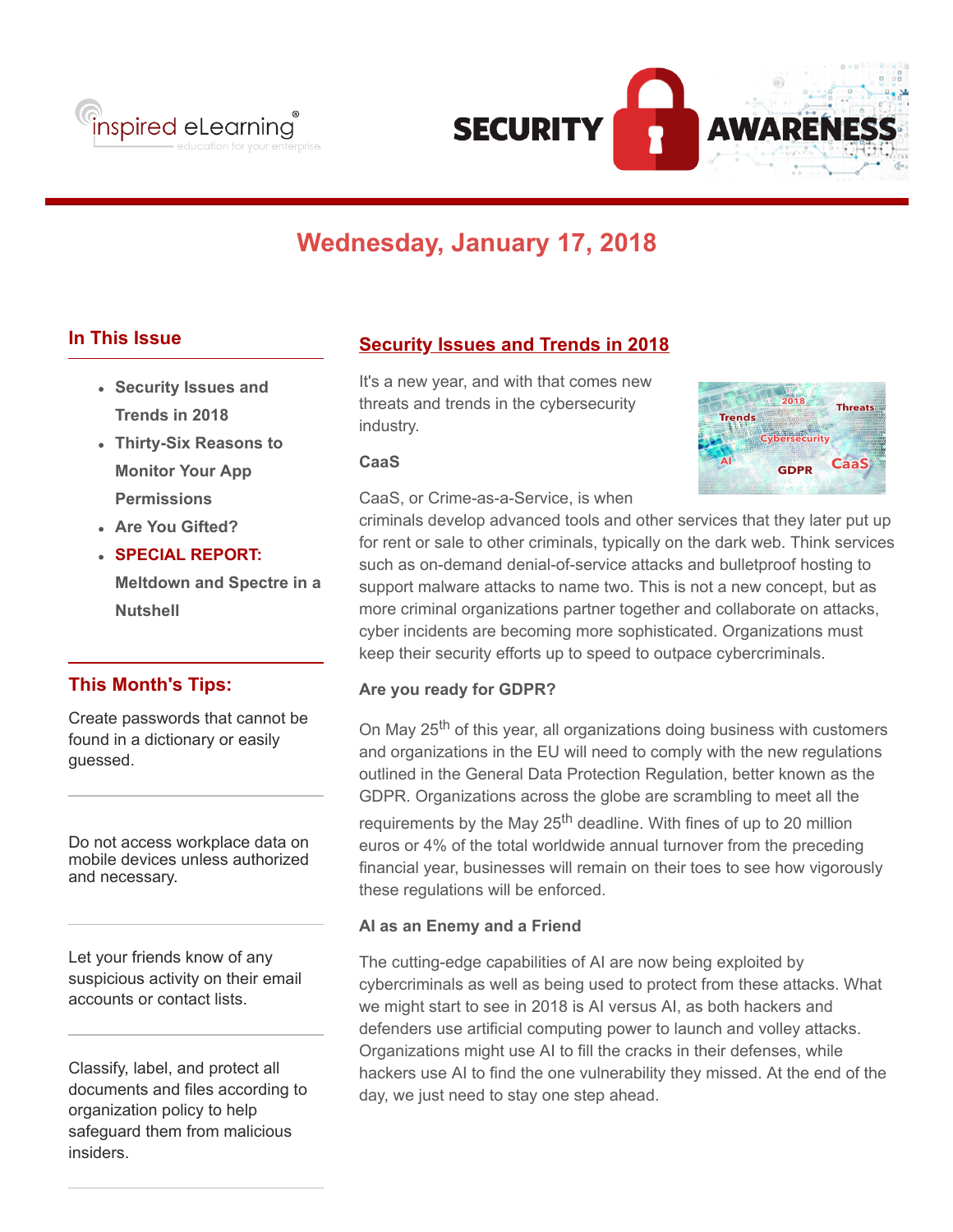# SECURITY AWARENESS

## Wednesday, January 17, 2018

### In This Issue

- Security Issues and Trends in 2018
- Thirty-Six Reasons to Monitor Your App Permissions
- Are You Gifted?
- **SPECIAL REPORT:** Meltdown and Spectre in a Nutshell

### This Month's Tips:

Create passwords that cannot be found in a dictionary or easily guessed.

---

Do not access workplace data on mobile devices unless authorized and necessary.

---

Let your friends know of any suspicious activity on their email accounts or contact lists.

---

Classify, label, and protect all documents and files according to organization policy to help safeguard them from malicious insiders.

---

## Security Issues and Trends in 2018

It's a new year, and with that comes new threats and trends in the cybersecurity industry.

**CaaS**

CaaS, or Crime-as-a-Service, is when criminals develop advanced tools and other services that they later put up for rent or sale to other criminals, typically on the dark web. Think services such as on-demand denial-of-service attacks and bulletproof hosting to support malware attacks to name two. This is not a new concept, but as more criminal organizations partner together and collaborate on attacks, cyber incidents are becoming more sophisticated. Organizations must keep their security efforts up to speed to outpace cybercriminals.

**Are you ready for GDPR?**

On May 25th of this year, all organizations doing business with customers and organizations in the EU will need to comply with the new regulations outlined in the General Data Protection Regulation, better known as the GDPR. Organizations across the globe are scrambling to meet all the requirements by the May 25th deadline. With fines of up to 20 million euros or 4% of the total worldwide annual turnover from the preceding financial year, businesses will remain on their toes to see how vigorously these regulations will be enforced.

**AI as an Enemy and a Friend**

The cutting-edge capabilities of AI are now being exploited by cybercriminals as well as being used to protect from these attacks. What we might start to see in 2018 is AI versus AI, as both hackers and defenders use artificial computing power to launch and volley attacks. Organizations might use AI to fill the cracks in their defenses, while hackers use AI to find the one vulnerability they missed. At the end of the day, we just need to stay one step ahead.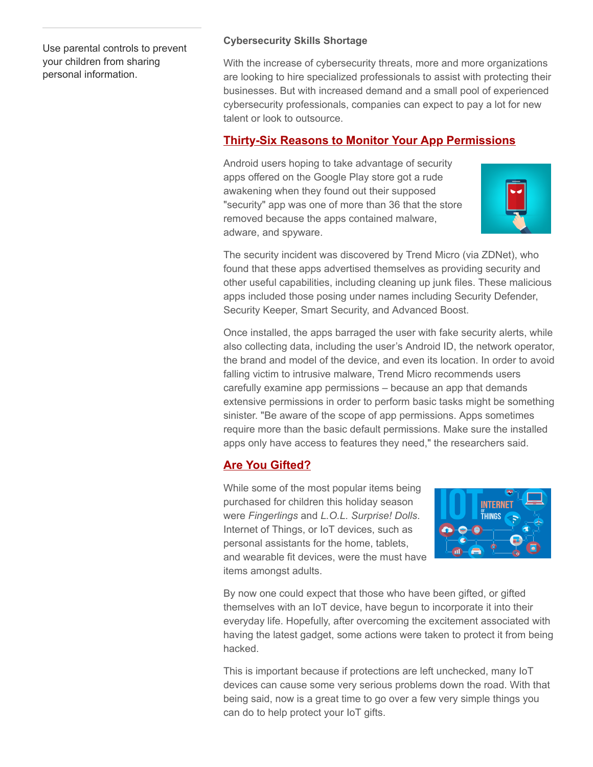Use parental controls to prevent your children from sharing personal information.

**Cybersecurity Skills Shortage**

With the increase of cybersecurity threats, more and more organizations are looking to hire specialized professionals to assist with protecting their businesses. But with increased demand and a small pool of experienced cybersecurity professionals, companies can expect to pay a lot for new talent or look to outsource.

## Thirty-Six Reasons to Monitor Your App Permissions

Android users hoping to take advantage of security apps offered on the Google Play store got a rude awakening when they found out their supposed "security" app was one of more than 36 that the store removed because the apps contained malware, adware, and spyware.

The security incident was discovered by Trend Micro (via ZDNet), who found that these apps advertised themselves as providing security and other useful capabilities, including cleaning up junk files. These malicious apps included those posing under names including Security Defender, Security Keeper, Smart Security, and Advanced Boost.

Once installed, the apps barraged the user with fake security alerts, while also collecting data, including the user's Android ID, the network operator, the brand and model of the device, and even its location. In order to avoid falling victim to intrusive malware, Trend Micro recommends users carefully examine app permissions – because an app that demands extensive permissions in order to perform basic tasks might be something sinister. "Be aware of the scope of app permissions. Apps sometimes require more than the basic default permissions. Make sure the installed apps only have access to features they need," the researchers said.

## Are You Gifted?

While some of the most popular items being purchased for children this holiday season were *Fingerlings* and *L.O.L. Surprise! Dolls*. Internet of Things, or IoT devices, such as personal assistants for the home, tablets, and wearable fit devices, were the must have items amongst adults.

By now one could expect that those who have been gifted, or gifted themselves with an IoT device, have begun to incorporate it into their everyday life. Hopefully, after overcoming the excitement associated with having the latest gadget, some actions were taken to protect it from being hacked.

This is important because if protections are left unchecked, many IoT devices can cause some very serious problems down the road. With that being said, now is a great time to go over a few very simple things you can do to help protect your IoT gifts.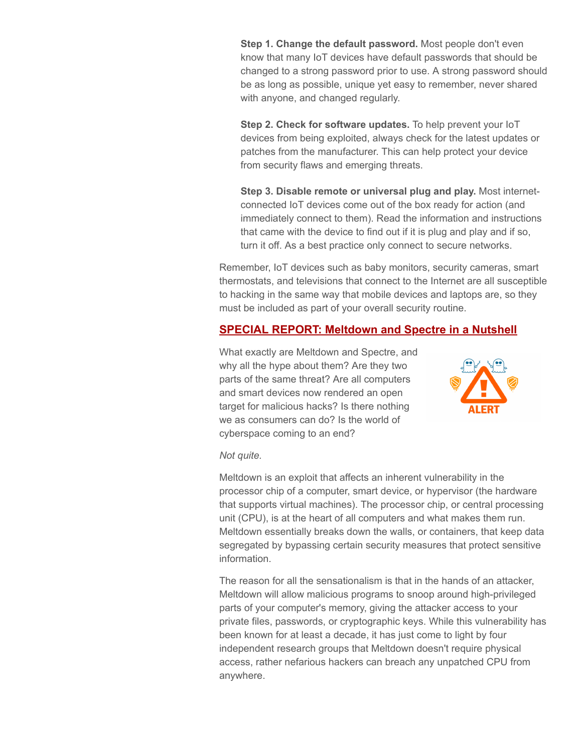**Step 1. Change the default password.** Most people don't even know that many IoT devices have default passwords that should be changed to a strong password prior to use. A strong password should be as long as possible, unique yet easy to remember, never shared with anyone, and changed regularly.

**Step 2. Check for software updates.** To help prevent your IoT devices from being exploited, always check for the latest updates or patches from the manufacturer. This can help protect your device from security flaws and emerging threats.

**Step 3. Disable remote or universal plug and play.** Most internet-connected IoT devices come out of the box ready for action (and immediately connect to them). Read the information and instructions that came with the device to find out if it is plug and play and if so, turn it off. As a best practice only connect to secure networks.

Remember, IoT devices such as baby monitors, security cameras, smart thermostats, and televisions that connect to the Internet are all susceptible to hacking in the same way that mobile devices and laptops are, so they must be included as part of your overall security routine.

## SPECIAL REPORT: Meltdown and Spectre in a Nutshell

What exactly are Meltdown and Spectre, and why all the hype about them? Are they two parts of the same threat? Are all computers and smart devices now rendered an open target for malicious hacks? Is there nothing we as consumers can do? Is the world of cyberspace coming to an end?

*Not quite.*

Meltdown is an exploit that affects an inherent vulnerability in the processor chip of a computer, smart device, or hypervisor (the hardware that supports virtual machines). The processor chip, or central processing unit (CPU), is at the heart of all computers and what makes them run. Meltdown essentially breaks down the walls, or containers, that keep data segregated by bypassing certain security measures that protect sensitive information.

The reason for all the sensationalism is that in the hands of an attacker, Meltdown will allow malicious programs to snoop around high-privileged parts of your computer's memory, giving the attacker access to your private files, passwords, or cryptographic keys. While this vulnerability has been known for at least a decade, it has just come to light by four independent research groups that Meltdown doesn't require physical access, rather nefarious hackers can breach any unpatched CPU from anywhere.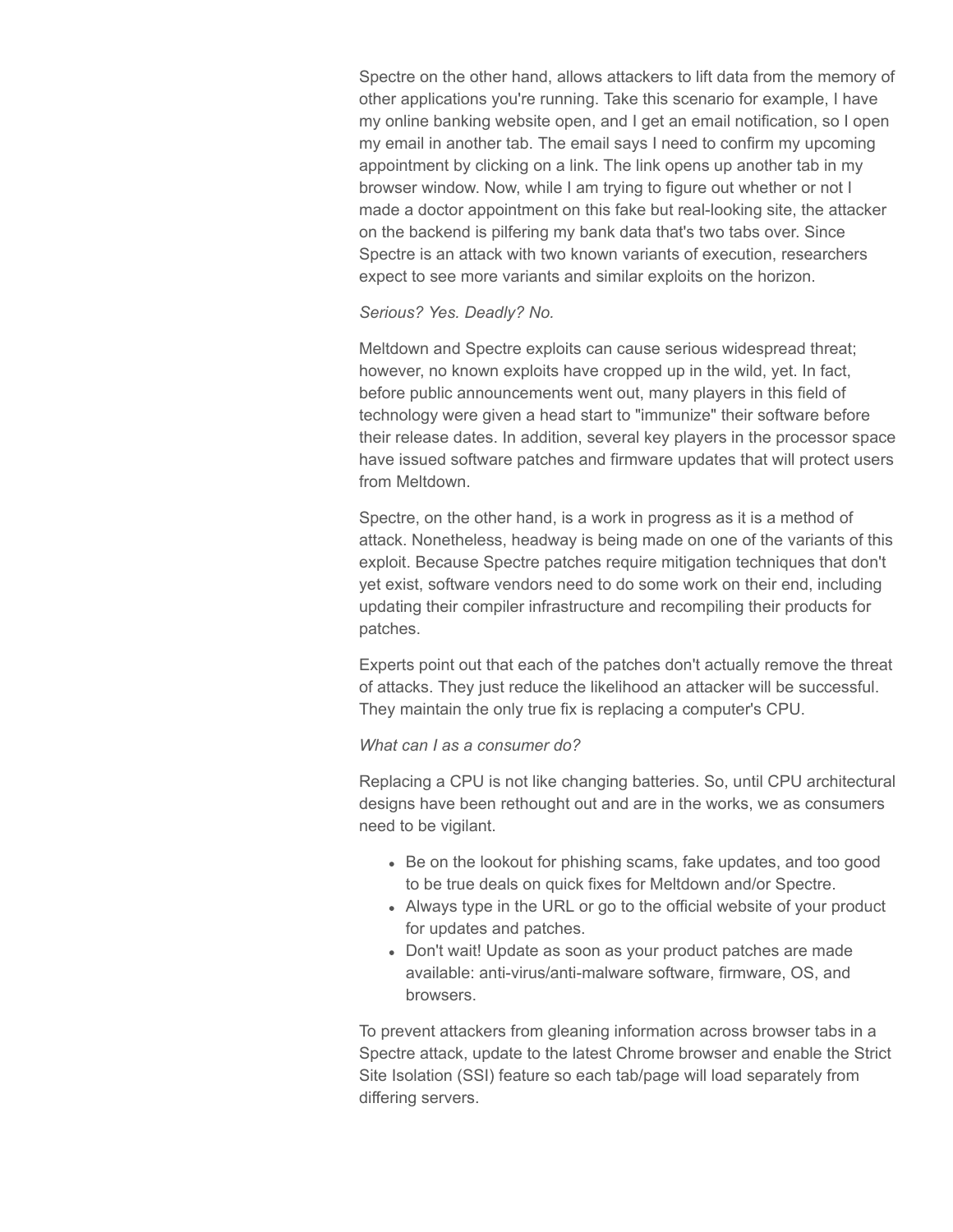Spectre on the other hand, allows attackers to lift data from the memory of other applications you're running. Take this scenario for example, I have my online banking website open, and I get an email notification, so I open my email in another tab. The email says I need to confirm my upcoming appointment by clicking on a link. The link opens up another tab in my browser window. Now, while I am trying to figure out whether or not I made a doctor appointment on this fake but real-looking site, the attacker on the backend is pilfering my bank data that's two tabs over. Since Spectre is an attack with two known variants of execution, researchers expect to see more variants and similar exploits on the horizon.

*Serious? Yes. Deadly? No.*

Meltdown and Spectre exploits can cause serious widespread threat; however, no known exploits have cropped up in the wild, yet. In fact, before public announcements went out, many players in this field of technology were given a head start to "immunize" their software before their release dates. In addition, several key players in the processor space have issued software patches and firmware updates that will protect users from Meltdown.

Spectre, on the other hand, is a work in progress as it is a method of attack. Nonetheless, headway is being made on one of the variants of this exploit. Because Spectre patches require mitigation techniques that don't yet exist, software vendors need to do some work on their end, including updating their compiler infrastructure and recompiling their products for patches.

Experts point out that each of the patches don't actually remove the threat of attacks. They just reduce the likelihood an attacker will be successful. They maintain the only true fix is replacing a computer's CPU.

*What can I as a consumer do?*

Replacing a CPU is not like changing batteries. So, until CPU architectural designs have been rethought out and are in the works, we as consumers need to be vigilant.

- Be on the lookout for phishing scams, fake updates, and too good to be true deals on quick fixes for Meltdown and/or Spectre.
- Always type in the URL or go to the official website of your product for updates and patches.
- Don't wait! Update as soon as your product patches are made available: anti-virus/anti-malware software, firmware, OS, and browsers.

To prevent attackers from gleaning information across browser tabs in a Spectre attack, update to the latest Chrome browser and enable the Strict Site Isolation (SSI) feature so each tab/page will load separately from differing servers.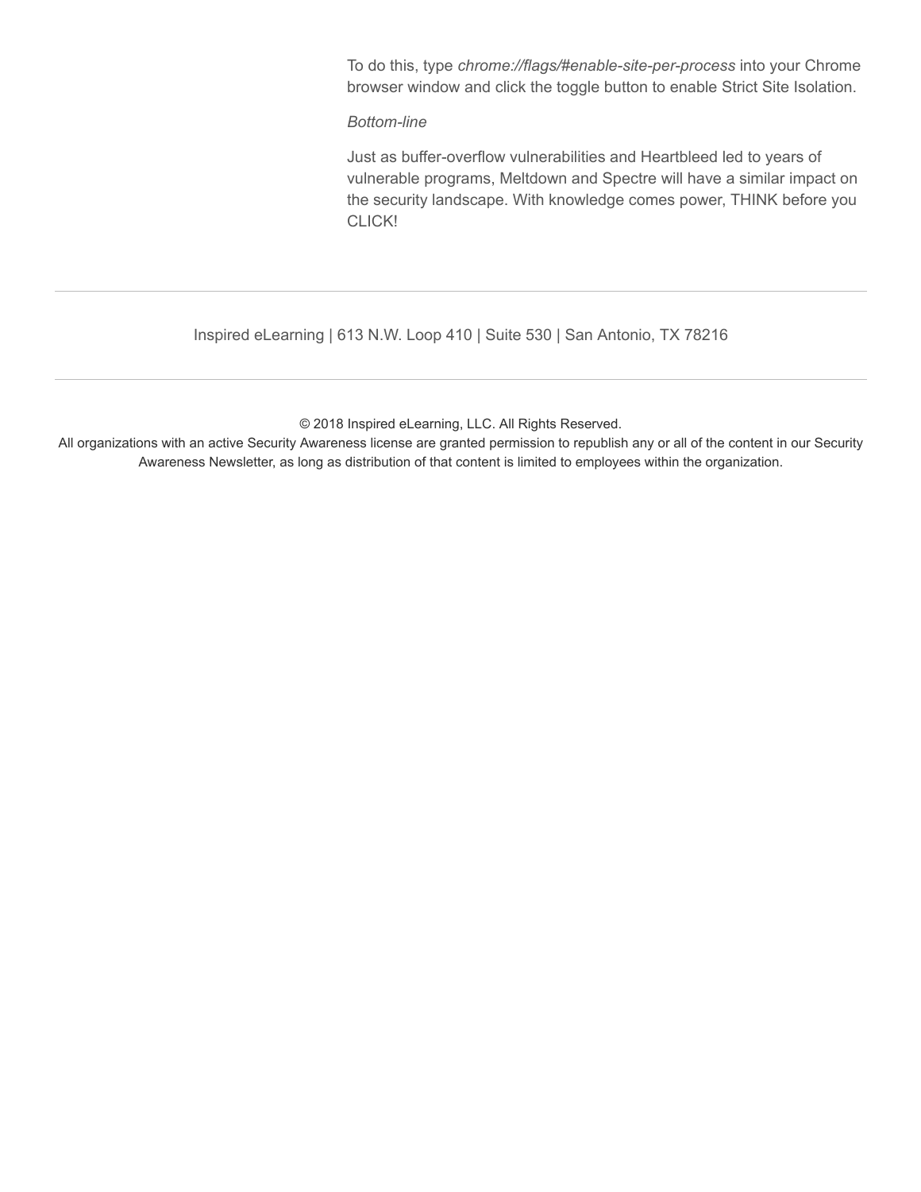To do this, type *chrome://flags/#enable-site-per-process* into your Chrome browser window and click the toggle button to enable Strict Site Isolation.

*Bottom-line*

Just as buffer-overflow vulnerabilities and Heartbleed led to years of vulnerable programs, Meltdown and Spectre will have a similar impact on the security landscape. With knowledge comes power, THINK before you CLICK!

---

Inspired eLearning | 613 N.W. Loop 410 | Suite 530 | San Antonio, TX 78216

---

© 2018 Inspired eLearning, LLC. All Rights Reserved.
All organizations with an active Security Awareness license are granted permission to republish any or all of the content in our Security Awareness Newsletter, as long as distribution of that content is limited to employees within the organization.